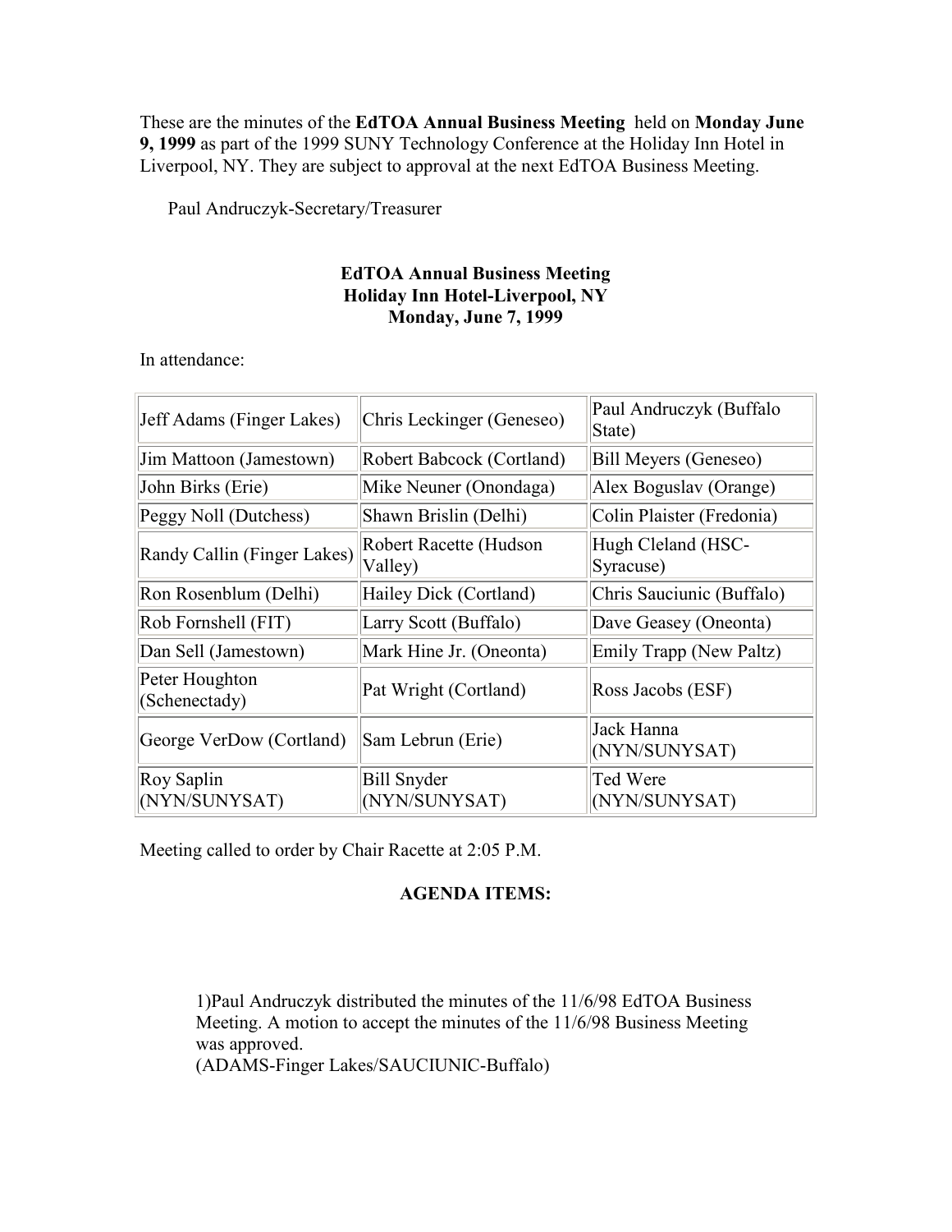These are the minutes of the **EdTOA Annual Business Meeting** held on **Monday June 9, 1999** as part of the 1999 SUNY Technology Conference at the Holiday Inn Hotel in Liverpool, NY. They are subject to approval at the next EdTOA Business Meeting.

Paul Andruczyk-Secretary/Treasurer

**EdTOA Annual Business Meeting**
**Holiday Inn Hotel-Liverpool, NY**
**Monday, June 7, 1999**

In attendance:

| | | |
|---|---|---|
| Jeff Adams (Finger Lakes) | Chris Leckinger (Geneseo) | Paul Andruczyk (Buffalo State) |
| Jim Mattoon (Jamestown) | Robert Babcock (Cortland) | Bill Meyers (Geneseo) |
| John Birks (Erie) | Mike Neuner (Onondaga) | Alex Boguslav (Orange) |
| Peggy Noll (Dutchess) | Shawn Brislin (Delhi) | Colin Plaister (Fredonia) |
| Randy Callin (Finger Lakes) | Robert Racette (Hudson Valley) | Hugh Cleland (HSC-Syracuse) |
| Ron Rosenblum (Delhi) | Hailey Dick (Cortland) | Chris Sauciunic (Buffalo) |
| Rob Fornshell (FIT) | Larry Scott (Buffalo) | Dave Geasey (Oneonta) |
| Dan Sell (Jamestown) | Mark Hine Jr. (Oneonta) | Emily Trapp (New Paltz) |
| Peter Houghton (Schenectady) | Pat Wright (Cortland) | Ross Jacobs (ESF) |
| George VerDow (Cortland) | Sam Lebrun (Erie) | Jack Hanna (NYN/SUNYSAT) |
| Roy Saplin (NYN/SUNYSAT) | Bill Snyder (NYN/SUNYSAT) | Ted Were (NYN/SUNYSAT) |

Meeting called to order by Chair Racette at 2:05 P.M.

**AGENDA ITEMS:**

1)Paul Andruczyk distributed the minutes of the 11/6/98 EdTOA Business Meeting. A motion to accept the minutes of the 11/6/98 Business Meeting was approved.
(ADAMS-Finger Lakes/SAUCIUNIC-Buffalo)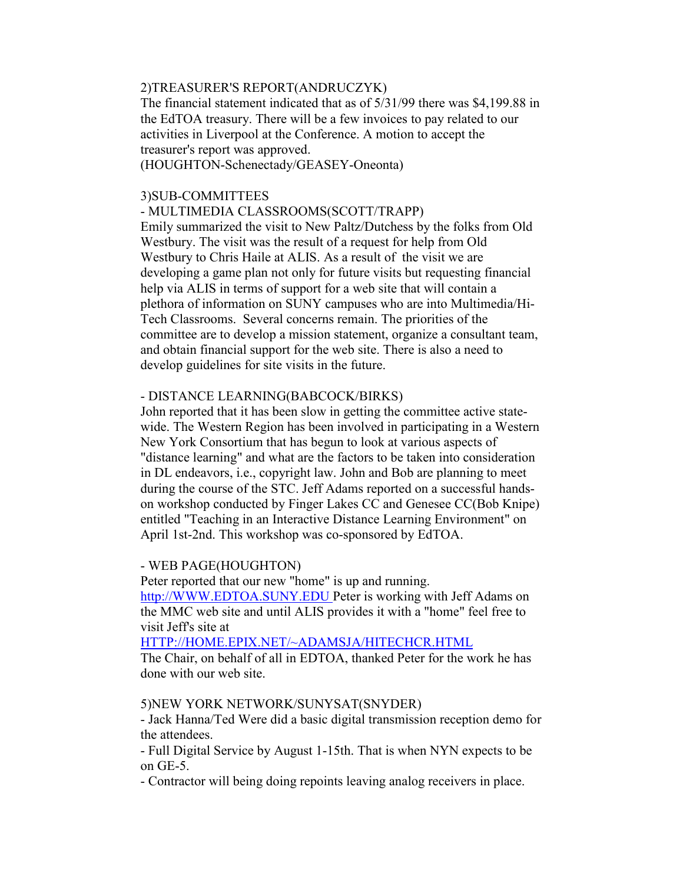2)TREASURER'S REPORT(ANDRUCZYK)

The financial statement indicated that as of 5/31/99 there was $4,199.88 in the EdTOA treasury. There will be a few invoices to pay related to our activities in Liverpool at the Conference. A motion to accept the treasurer's report was approved.
(HOUGHTON-Schenectady/GEASEY-Oneonta)

3)SUB-COMMITTEES

- MULTIMEDIA CLASSROOMS(SCOTT/TRAPP)

Emily summarized the visit to New Paltz/Dutchess by the folks from Old Westbury. The visit was the result of a request for help from Old Westbury to Chris Haile at ALIS. As a result of the visit we are developing a game plan not only for future visits but requesting financial help via ALIS in terms of support for a web site that will contain a plethora of information on SUNY campuses who are into Multimedia/Hi-Tech Classrooms. Several concerns remain. The priorities of the committee are to develop a mission statement, organize a consultant team, and obtain financial support for the web site. There is also a need to develop guidelines for site visits in the future.

- DISTANCE LEARNING(BABCOCK/BIRKS)

John reported that it has been slow in getting the committee active state-wide. The Western Region has been involved in participating in a Western New York Consortium that has begun to look at various aspects of "distance learning" and what are the factors to be taken into consideration in DL endeavors, i.e., copyright law. John and Bob are planning to meet during the course of the STC. Jeff Adams reported on a successful hands-on workshop conducted by Finger Lakes CC and Genesee CC(Bob Knipe) entitled "Teaching in an Interactive Distance Learning Environment" on April 1st-2nd. This workshop was co-sponsored by EdTOA.

- WEB PAGE(HOUGHTON)

Peter reported that our new "home" is up and running.
[http://WWW.EDTOA.SUNY.EDU](http://WWW.EDTOA.SUNY.EDU) Peter is working with Jeff Adams on the MMC web site and until ALIS provides it with a "home" feel free to visit Jeff's site at
[HTTP://HOME.EPIX.NET/~ADAMSJA/HITECHCR.HTML](HTTP://HOME.EPIX.NET/~ADAMSJA/HITECHCR.HTML)
The Chair, on behalf of all in EDTOA, thanked Peter for the work he has done with our web site.

5)NEW YORK NETWORK/SUNYSAT(SNYDER)

- Jack Hanna/Ted Were did a basic digital transmission reception demo for the attendees.
- Full Digital Service by August 1-15th. That is when NYN expects to be on GE-5.
- Contractor will being doing repoints leaving analog receivers in place.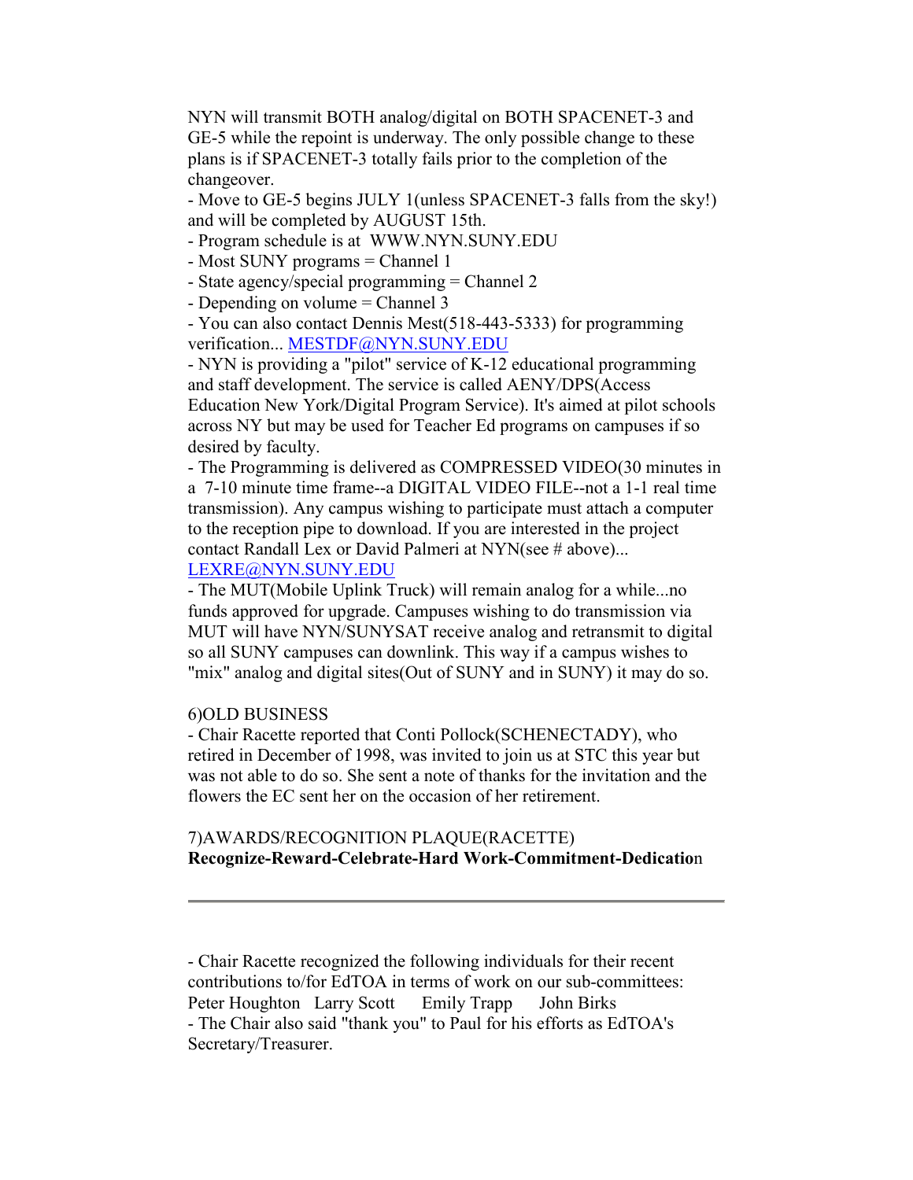NYN will transmit BOTH analog/digital on BOTH SPACENET-3 and GE-5 while the repoint is underway. The only possible change to these plans is if SPACENET-3 totally fails prior to the completion of the changeover.

- Move to GE-5 begins JULY 1(unless SPACENET-3 falls from the sky!) and will be completed by AUGUST 15th.
- Program schedule is at WWW.NYN.SUNY.EDU
- Most SUNY programs = Channel 1
- State agency/special programming = Channel 2
- Depending on volume = Channel 3
- You can also contact Dennis Mest(518-443-5333) for programming verification... MESTDF@NYN.SUNY.EDU
- NYN is providing a "pilot" service of K-12 educational programming and staff development. The service is called AENY/DPS(Access Education New York/Digital Program Service). It's aimed at pilot schools across NY but may be used for Teacher Ed programs on campuses if so desired by faculty.
- The Programming is delivered as COMPRESSED VIDEO(30 minutes in a 7-10 minute time frame--a DIGITAL VIDEO FILE--not a 1-1 real time transmission). Any campus wishing to participate must attach a computer to the reception pipe to download. If you are interested in the project contact Randall Lex or David Palmeri at NYN(see # above)... LEXRE@NYN.SUNY.EDU
- The MUT(Mobile Uplink Truck) will remain analog for a while...no funds approved for upgrade. Campuses wishing to do transmission via MUT will have NYN/SUNYSAT receive analog and retransmit to digital so all SUNY campuses can downlink. This way if a campus wishes to "mix" analog and digital sites(Out of SUNY and in SUNY) it may do so.

6)OLD BUSINESS

- Chair Racette reported that Conti Pollock(SCHENECTADY), who retired in December of 1998, was invited to join us at STC this year but was not able to do so. She sent a note of thanks for the invitation and the flowers the EC sent her on the occasion of her retirement.

7)AWARDS/RECOGNITION PLAQUE(RACETTE)

**Recognize-Reward-Celebrate-Hard Work-Commitment-Dedication**

---

- Chair Racette recognized the following individuals for their recent contributions to/for EdTOA in terms of work on our sub-committees: Peter Houghton Larry Scott Emily Trapp John Birks
- The Chair also said "thank you" to Paul for his efforts as EdTOA's Secretary/Treasurer.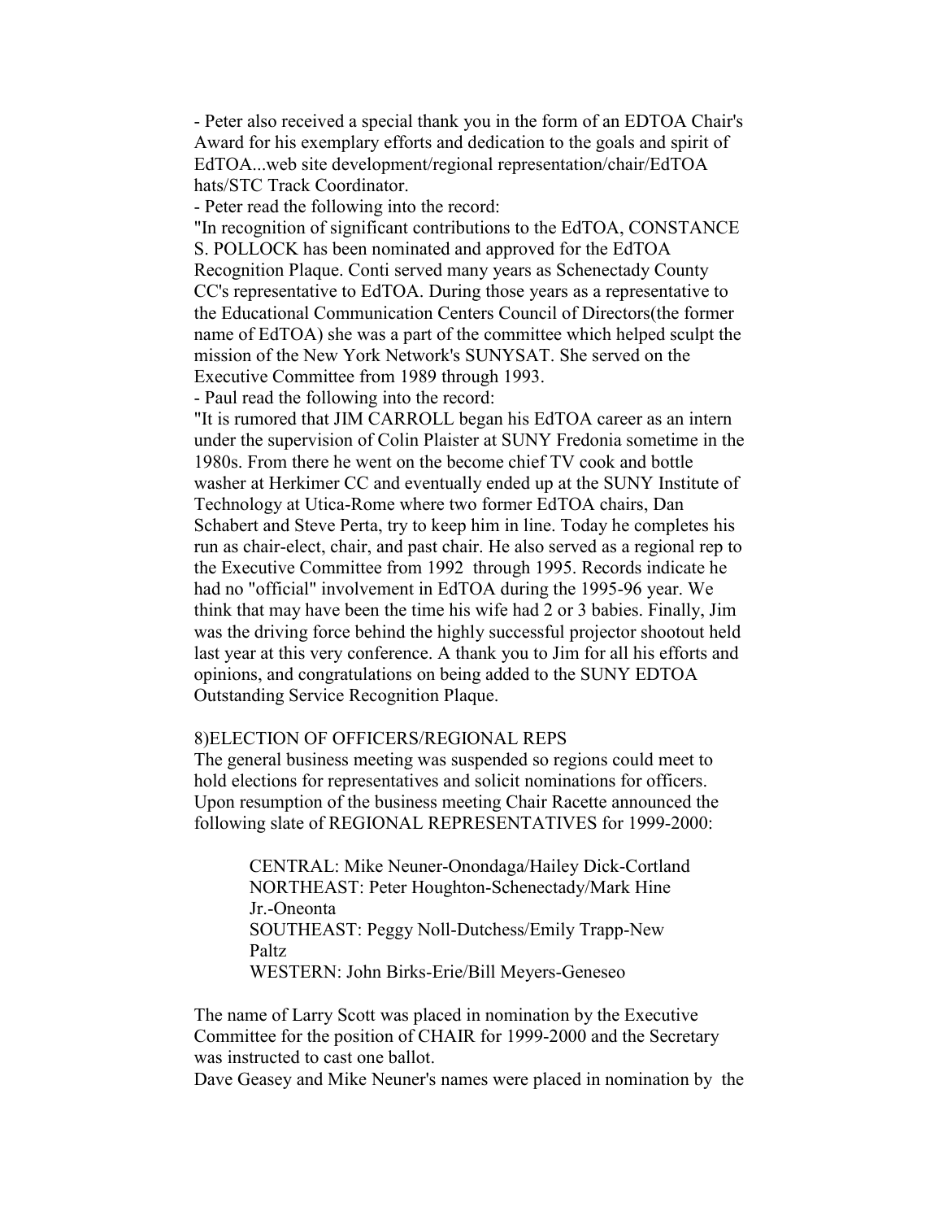- Peter also received a special thank you in the form of an EDTOA Chair's Award for his exemplary efforts and dedication to the goals and spirit of EdTOA...web site development/regional representation/chair/EdTOA hats/STC Track Coordinator.

- Peter read the following into the record:

"In recognition of significant contributions to the EdTOA, CONSTANCE S. POLLOCK has been nominated and approved for the EdTOA Recognition Plaque. Conti served many years as Schenectady County CC's representative to EdTOA. During those years as a representative to the Educational Communication Centers Council of Directors(the former name of EdTOA) she was a part of the committee which helped sculpt the mission of the New York Network's SUNYSAT. She served on the Executive Committee from 1989 through 1993.

- Paul read the following into the record:

"It is rumored that JIM CARROLL began his EdTOA career as an intern under the supervision of Colin Plaister at SUNY Fredonia sometime in the 1980s. From there he went on the become chief TV cook and bottle washer at Herkimer CC and eventually ended up at the SUNY Institute of Technology at Utica-Rome where two former EdTOA chairs, Dan Schabert and Steve Perta, try to keep him in line. Today he completes his run as chair-elect, chair, and past chair. He also served as a regional rep to the Executive Committee from 1992 through 1995. Records indicate he had no "official" involvement in EdTOA during the 1995-96 year. We think that may have been the time his wife had 2 or 3 babies. Finally, Jim was the driving force behind the highly successful projector shootout held last year at this very conference. A thank you to Jim for all his efforts and opinions, and congratulations on being added to the SUNY EDTOA Outstanding Service Recognition Plaque.

8)ELECTION OF OFFICERS/REGIONAL REPS

The general business meeting was suspended so regions could meet to hold elections for representatives and solicit nominations for officers. Upon resumption of the business meeting Chair Racette announced the following slate of REGIONAL REPRESENTATIVES for 1999-2000:

> CENTRAL: Mike Neuner-Onondaga/Hailey Dick-Cortland
> NORTHEAST: Peter Houghton-Schenectady/Mark Hine Jr.-Oneonta
> SOUTHEAST: Peggy Noll-Dutchess/Emily Trapp-New Paltz
> WESTERN: John Birks-Erie/Bill Meyers-Geneseo

The name of Larry Scott was placed in nomination by the Executive Committee for the position of CHAIR for 1999-2000 and the Secretary was instructed to cast one ballot.

Dave Geasey and Mike Neuner's names were placed in nomination by the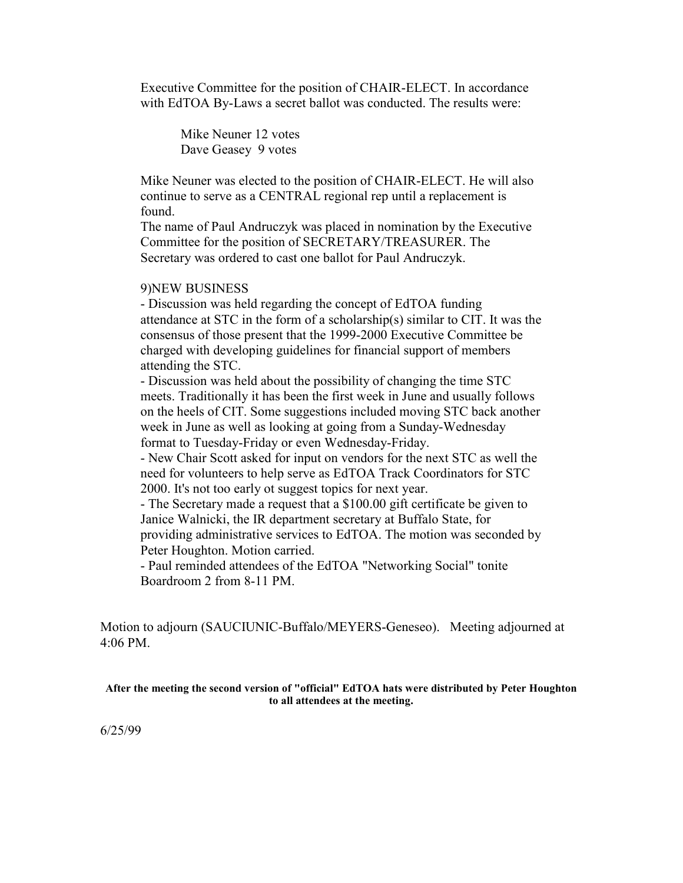Executive Committee for the position of CHAIR-ELECT. In accordance with EdTOA By-Laws a secret ballot was conducted. The results were:

Mike Neuner 12 votes
Dave Geasey 9 votes

Mike Neuner was elected to the position of CHAIR-ELECT. He will also continue to serve as a CENTRAL regional rep until a replacement is found.
The name of Paul Andruczyk was placed in nomination by the Executive Committee for the position of SECRETARY/TREASURER. The Secretary was ordered to cast one ballot for Paul Andruczyk.

9)NEW BUSINESS

- Discussion was held regarding the concept of EdTOA funding attendance at STC in the form of a scholarship(s) similar to CIT. It was the consensus of those present that the 1999-2000 Executive Committee be charged with developing guidelines for financial support of members attending the STC.
- Discussion was held about the possibility of changing the time STC meets. Traditionally it has been the first week in June and usually follows on the heels of CIT. Some suggestions included moving STC back another week in June as well as looking at going from a Sunday-Wednesday format to Tuesday-Friday or even Wednesday-Friday.
- New Chair Scott asked for input on vendors for the next STC as well the need for volunteers to help serve as EdTOA Track Coordinators for STC 2000. It's not too early ot suggest topics for next year.
- The Secretary made a request that a $100.00 gift certificate be given to Janice Walnicki, the IR department secretary at Buffalo State, for providing administrative services to EdTOA. The motion was seconded by Peter Houghton. Motion carried.
- Paul reminded attendees of the EdTOA "Networking Social" tonite Boardroom 2 from 8-11 PM.

Motion to adjourn (SAUCIUNIC-Buffalo/MEYERS-Geneseo). Meeting adjourned at 4:06 PM.

**After the meeting the second version of "official" EdTOA hats were distributed by Peter Houghton to all attendees at the meeting.**

6/25/99